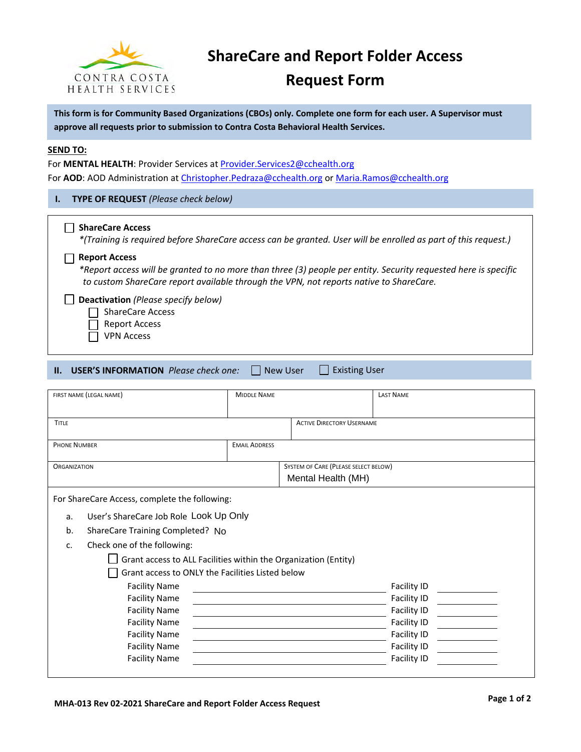CONTRA COSTA HEALTH SERVICES

# ShareCare and Report Folder Access Request Form

**This form is for Community Based Organizations (CBOs) only. Complete one form for each user. A Supervisor must approve all requests prior to submission to Contra Costa Behavioral Health Services.**

**SEND TO:**

For **MENTAL HEALTH**: Provider Services at Provider.Services2@cchealth.org

For **AOD**: AOD Administration at Christopher.Pedraza@cchealth.org or Maria.Ramos@cchealth.org

## I. TYPE OF REQUEST *(Please check below)*

☐ **ShareCare Access**
*\*(Training is required before ShareCare access can be granted. User will be enrolled as part of this request.)*

☐ **Report Access**
*\*Report access will be granted to no more than three (3) people per entity. Security requested here is specific to custom ShareCare report available through the VPN, not reports native to ShareCare.*

☐ **Deactivation** *(Please specify below)*
- ☐ ShareCare Access
- ☐ Report Access
- ☐ VPN Access

## II. USER'S INFORMATION *Please check one:* ☐ New User ☐ Existing User

| FIRST NAME (LEGAL NAME) | MIDDLE NAME | LAST NAME |
|---|---|---|
| | | |

| TITLE | ACTIVE DIRECTORY USERNAME |
|---|---|
| | |

| PHONE NUMBER | EMAIL ADDRESS |
|---|---|
| | |

| ORGANIZATION | SYSTEM OF CARE (PLEASE SELECT BELOW) |
|---|---|
| | Mental Health (MH) |

For ShareCare Access, complete the following:

a. User's ShareCare Job Role Look Up Only

b. ShareCare Training Completed? No

c. Check one of the following:

☐ Grant access to ALL Facilities within the Organization (Entity)

☐ Grant access to ONLY the Facilities Listed below

| Facility Name | | Facility ID | |
|---|---|---|---|
| Facility Name | | Facility ID | |
| Facility Name | | Facility ID | |
| Facility Name | | Facility ID | |
| Facility Name | | Facility ID | |
| Facility Name | | Facility ID | |
| Facility Name | | Facility ID | |

MHA-013 Rev 02-2021 ShareCare and Report Folder Access Request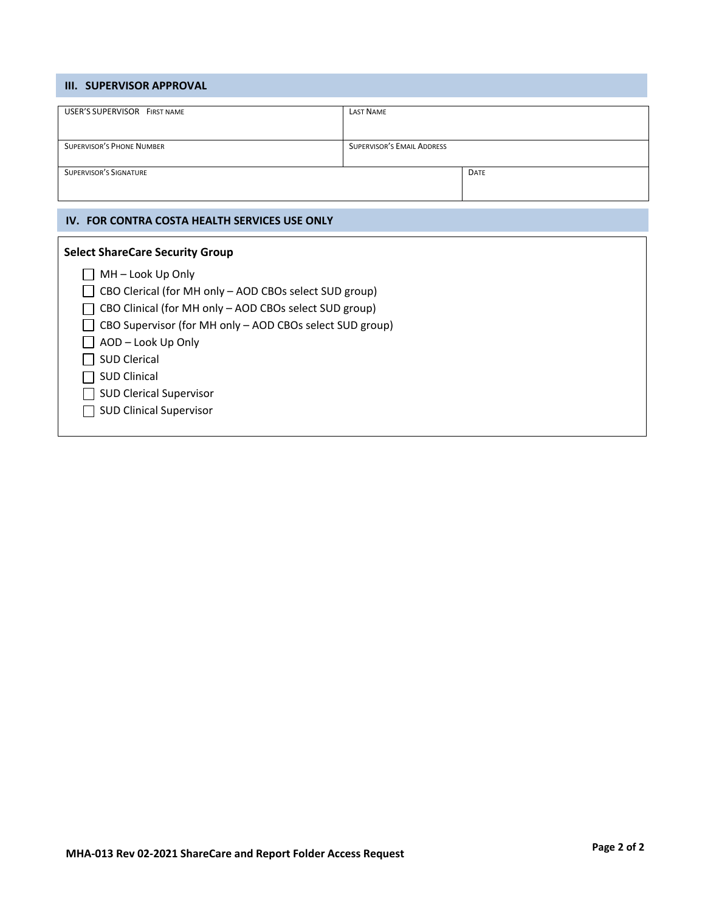## III. SUPERVISOR APPROVAL

| | | |
|---|---|---|
| USER'S SUPERVISOR FIRST NAME | LAST NAME | |
| SUPERVISOR'S PHONE NUMBER | SUPERVISOR'S EMAIL ADDRESS | |
| SUPERVISOR'S SIGNATURE | | DATE |

## IV. FOR CONTRA COSTA HEALTH SERVICES USE ONLY

**Select ShareCare Security Group**

- ☐ MH – Look Up Only
- ☐ CBO Clerical (for MH only – AOD CBOs select SUD group)
- ☐ CBO Clinical (for MH only – AOD CBOs select SUD group)
- ☐ CBO Supervisor (for MH only – AOD CBOs select SUD group)
- ☐ AOD – Look Up Only
- ☐ SUD Clerical
- ☐ SUD Clinical
- ☐ SUD Clerical Supervisor
- ☐ SUD Clinical Supervisor

**MHA-013 Rev 02-2021 ShareCare and Report Folder Access Request**